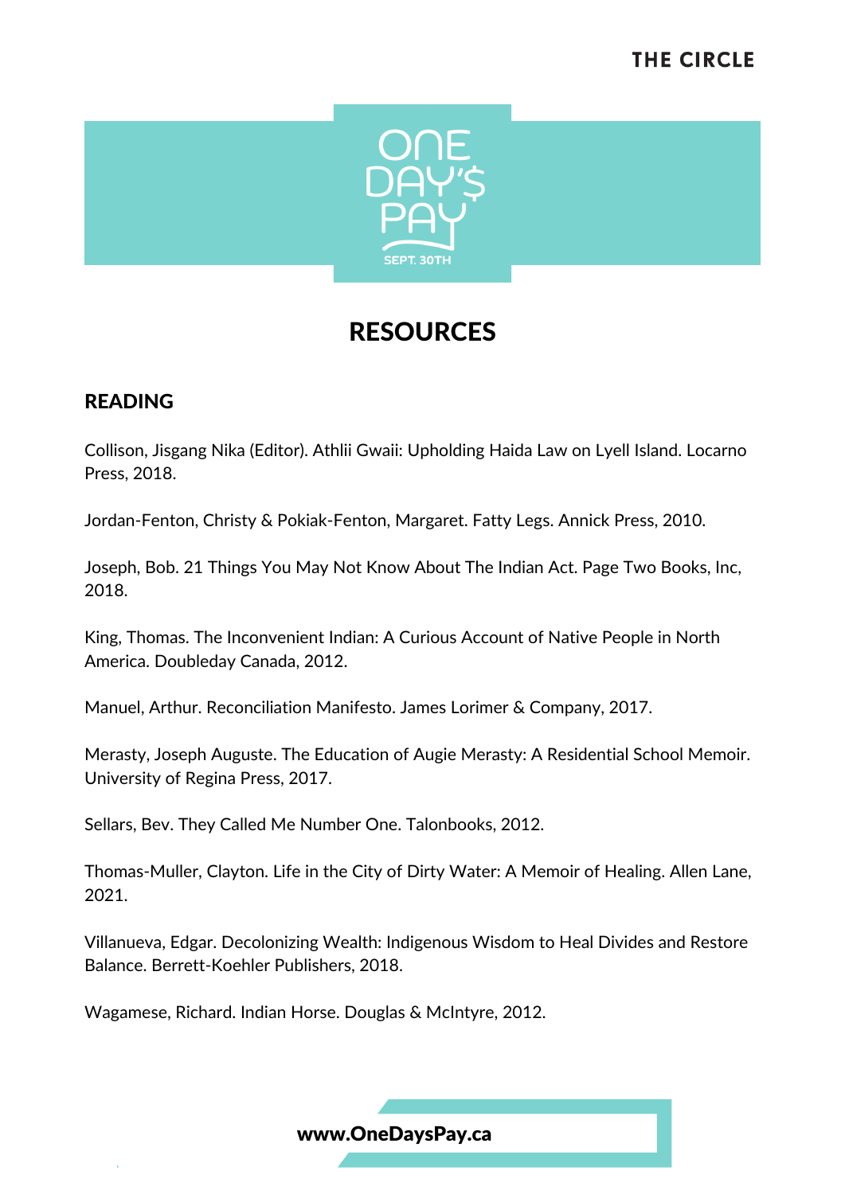# RESOURCES

## READING

Collison, Jisgang Nika (Editor). Athlii Gwaii: Upholding Haida Law on Lyell Island. Locarno Press, 2018.

Jordan-Fenton, Christy & Pokiak-Fenton, Margaret. Fatty Legs. Annick Press, 2010.

Joseph, Bob. 21 Things You May Not Know About The Indian Act. Page Two Books, Inc, 2018.

King, Thomas. The Inconvenient Indian: A Curious Account of Native People in North America. Doubleday Canada, 2012.

Manuel, Arthur. Reconciliation Manifesto. James Lorimer & Company, 2017.

Merasty, Joseph Auguste. The Education of Augie Merasty: A Residential School Memoir. University of Regina Press, 2017.

Sellars, Bev. They Called Me Number One. Talonbooks, 2012.

Thomas-Muller, Clayton. Life in the City of Dirty Water: A Memoir of Healing. Allen Lane, 2021.

Villanueva, Edgar. Decolonizing Wealth: Indigenous Wisdom to Heal Divides and Restore Balance. Berrett-Koehler Publishers, 2018.

Wagamese, Richard. Indian Horse. Douglas & McIntyre, 2012.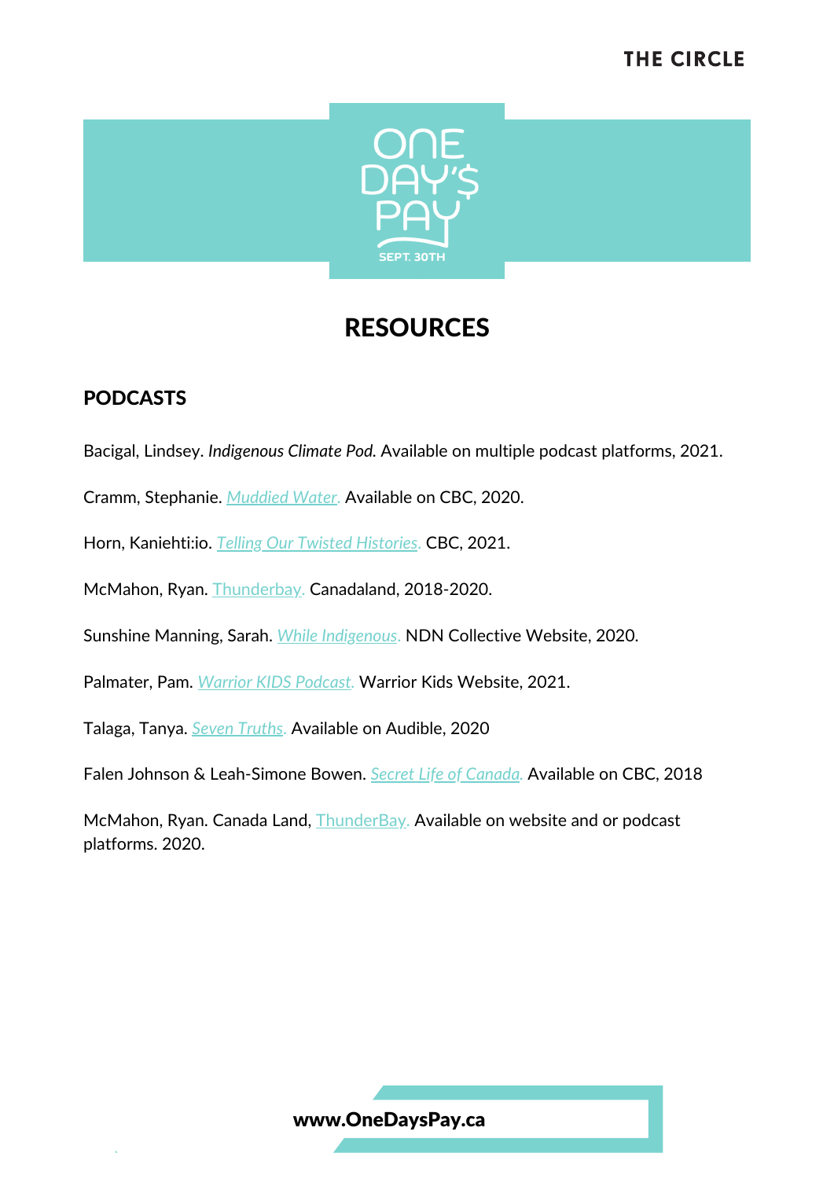# RESOURCES

## PODCASTS

Bacigal, Lindsey. *Indigenous Climate Pod.* Available on multiple podcast platforms, 2021.

Cramm, Stephanie. *Muddied Water.* Available on CBC, 2020.

Horn, Kaniehti:io. *Telling Our Twisted Histories.* CBC, 2021.

McMahon, Ryan. Thunderbay. Canadaland, 2018-2020.

Sunshine Manning, Sarah. *While Indigenous.* NDN Collective Website, 2020.

Palmater, Pam. *Warrior KIDS Podcast.* Warrior Kids Website, 2021.

Talaga, Tanya. *Seven Truths.* Available on Audible, 2020

Falen Johnson & Leah-Simone Bowen. *Secret Life of Canada.* Available on CBC, 2018

McMahon, Ryan. Canada Land, ThunderBay. Available on website and or podcast platforms. 2020.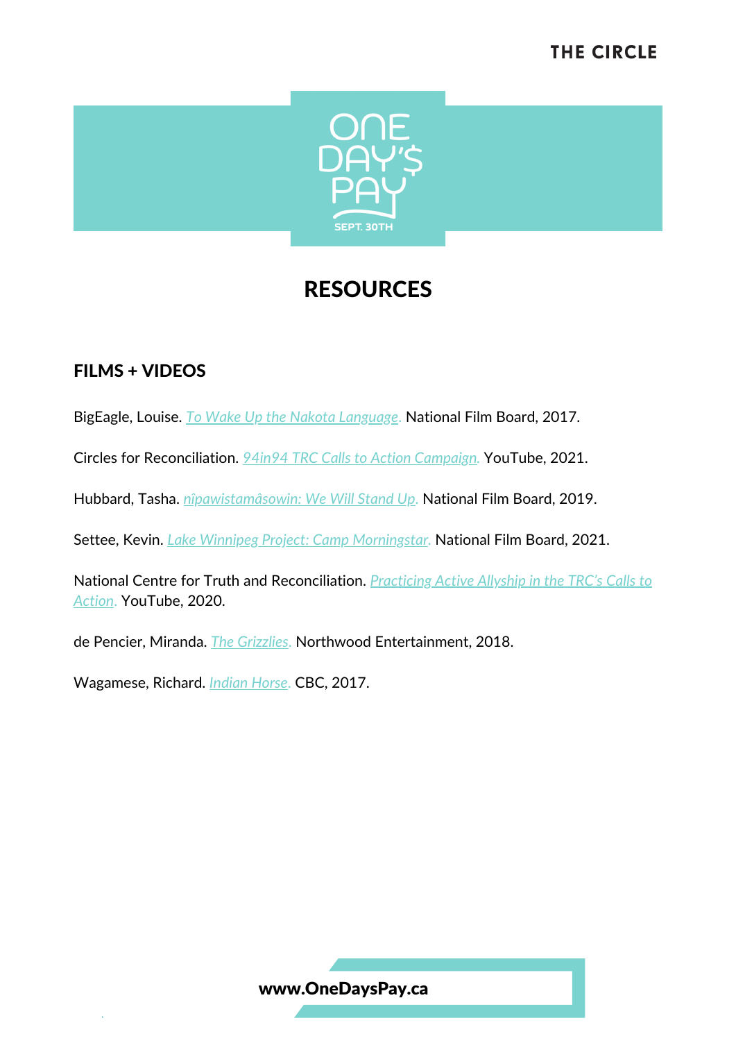# RESOURCES

## FILMS + VIDEOS

BigEagle, Louise. *To Wake Up the Nakota Language.* National Film Board, 2017.

Circles for Reconciliation. *94in94 TRC Calls to Action Campaign.* YouTube, 2021.

Hubbard, Tasha. *nîpawistamâsowin: We Will Stand Up.* National Film Board, 2019.

Settee, Kevin. *Lake Winnipeg Project: Camp Morningstar.* National Film Board, 2021.

National Centre for Truth and Reconciliation. *Practicing Active Allyship in the TRC's Calls to Action.* YouTube, 2020.

de Pencier, Miranda. *The Grizzlies.* Northwood Entertainment, 2018.

Wagamese, Richard. *Indian Horse.* CBC, 2017.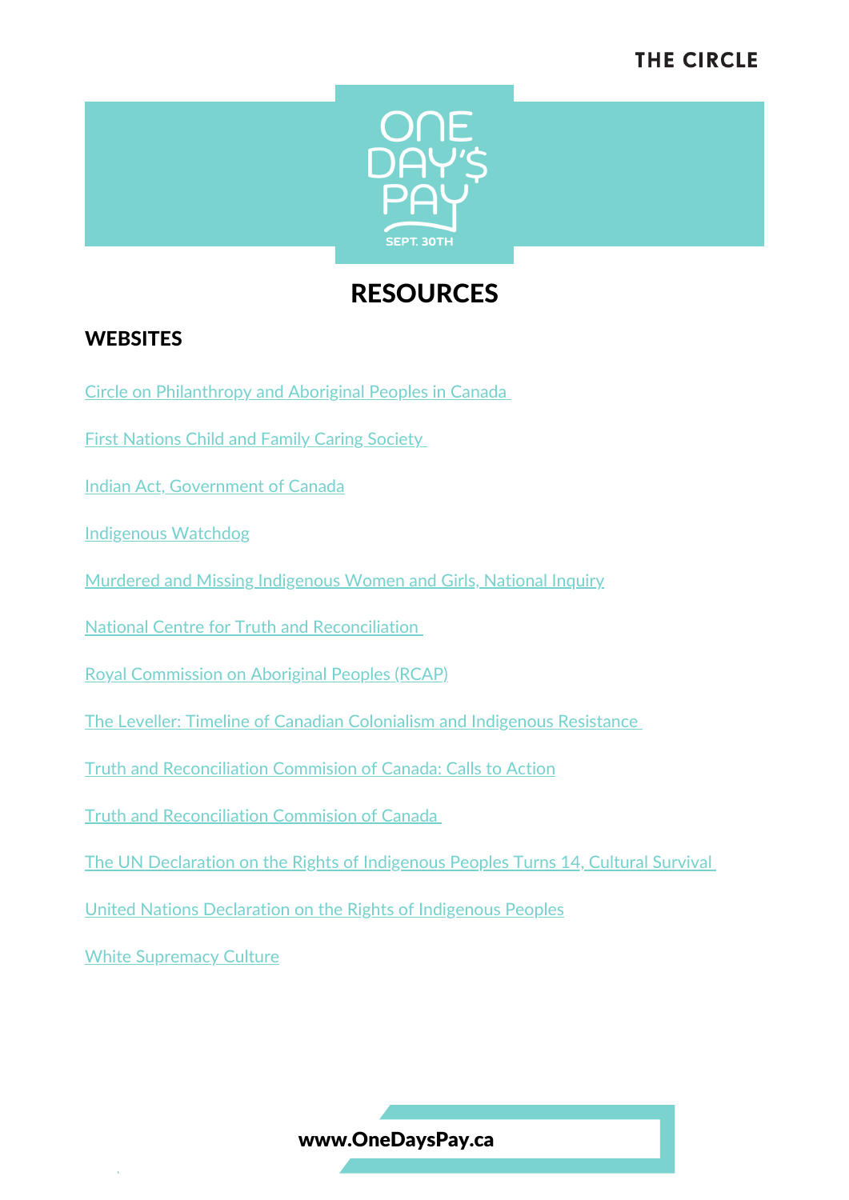# RESOURCES

## WEBSITES

Circle on Philanthropy and Aboriginal Peoples in Canada

First Nations Child and Family Caring Society

Indian Act, Government of Canada

Indigenous Watchdog

Murdered and Missing Indigenous Women and Girls, National Inquiry

National Centre for Truth and Reconciliation

Royal Commission on Aboriginal Peoples (RCAP)

The Leveller: Timeline of Canadian Colonialism and Indigenous Resistance

Truth and Reconciliation Commision of Canada: Calls to Action

Truth and Reconciliation Commision of Canada

The UN Declaration on the Rights of Indigenous Peoples Turns 14, Cultural Survival

United Nations Declaration on the Rights of Indigenous Peoples

White Supremacy Culture